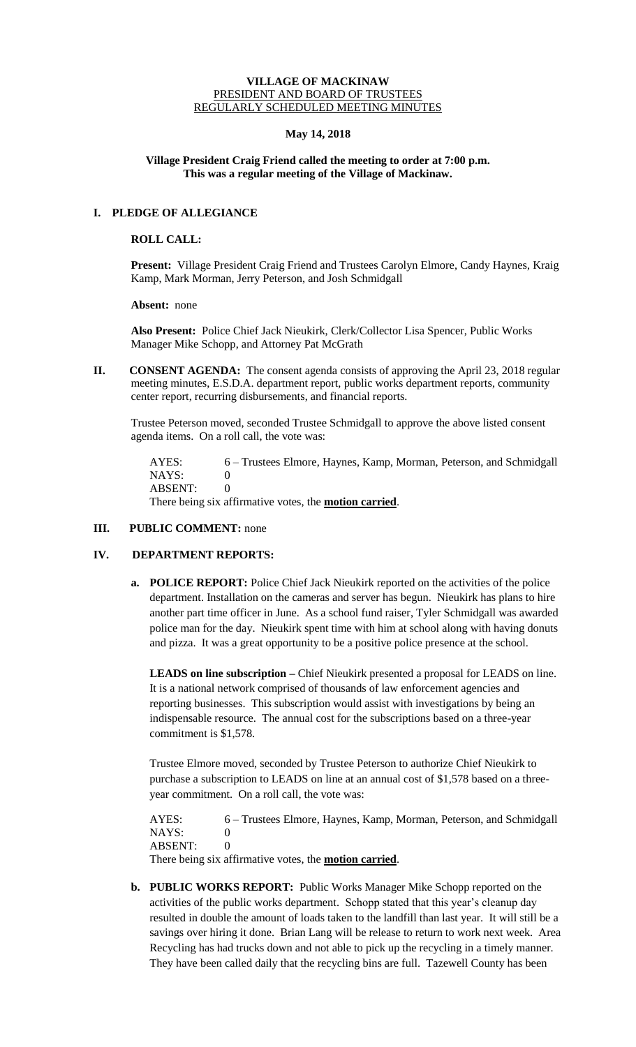**VILLAGE OF MACKINAW**
PRESIDENT AND BOARD OF TRUSTEES
REGULARLY SCHEDULED MEETING MINUTES

**May 14, 2018**

**Village President Craig Friend called the meeting to order at 7:00 p.m.**
**This was a regular meeting of the Village of Mackinaw.**

## I. PLEDGE OF ALLEGIANCE

**ROLL CALL:**

**Present:** Village President Craig Friend and Trustees Carolyn Elmore, Candy Haynes, Kraig Kamp, Mark Morman, Jerry Peterson, and Josh Schmidgall

**Absent:** none

**Also Present:** Police Chief Jack Nieukirk, Clerk/Collector Lisa Spencer, Public Works Manager Mike Schopp, and Attorney Pat McGrath

## II. CONSENT AGENDA:

The consent agenda consists of approving the April 23, 2018 regular meeting minutes, E.S.D.A. department report, public works department reports, community center report, recurring disbursements, and financial reports.

Trustee Peterson moved, seconded Trustee Schmidgall to approve the above listed consent agenda items. On a roll call, the vote was:

AYES: 6 – Trustees Elmore, Haynes, Kamp, Morman, Peterson, and Schmidgall
NAYS: 0
ABSENT: 0
There being six affirmative votes, the **motion carried**.

## III. PUBLIC COMMENT: none

## IV. DEPARTMENT REPORTS:

**a. POLICE REPORT:** Police Chief Jack Nieukirk reported on the activities of the police department. Installation on the cameras and server has begun. Nieukirk has plans to hire another part time officer in June. As a school fund raiser, Tyler Schmidgall was awarded police man for the day. Nieukirk spent time with him at school along with having donuts and pizza. It was a great opportunity to be a positive police presence at the school.

**LEADS on line subscription –** Chief Nieukirk presented a proposal for LEADS on line. It is a national network comprised of thousands of law enforcement agencies and reporting businesses. This subscription would assist with investigations by being an indispensable resource. The annual cost for the subscriptions based on a three-year commitment is $1,578.

Trustee Elmore moved, seconded by Trustee Peterson to authorize Chief Nieukirk to purchase a subscription to LEADS on line at an annual cost of $1,578 based on a three-year commitment. On a roll call, the vote was:

AYES: 6 – Trustees Elmore, Haynes, Kamp, Morman, Peterson, and Schmidgall
NAYS: 0
ABSENT: 0
There being six affirmative votes, the **motion carried**.

**b. PUBLIC WORKS REPORT:** Public Works Manager Mike Schopp reported on the activities of the public works department. Schopp stated that this year's cleanup day resulted in double the amount of loads taken to the landfill than last year. It will still be a savings over hiring it done. Brian Lang will be release to return to work next week. Area Recycling has had trucks down and not able to pick up the recycling in a timely manner. They have been called daily that the recycling bins are full. Tazewell County has been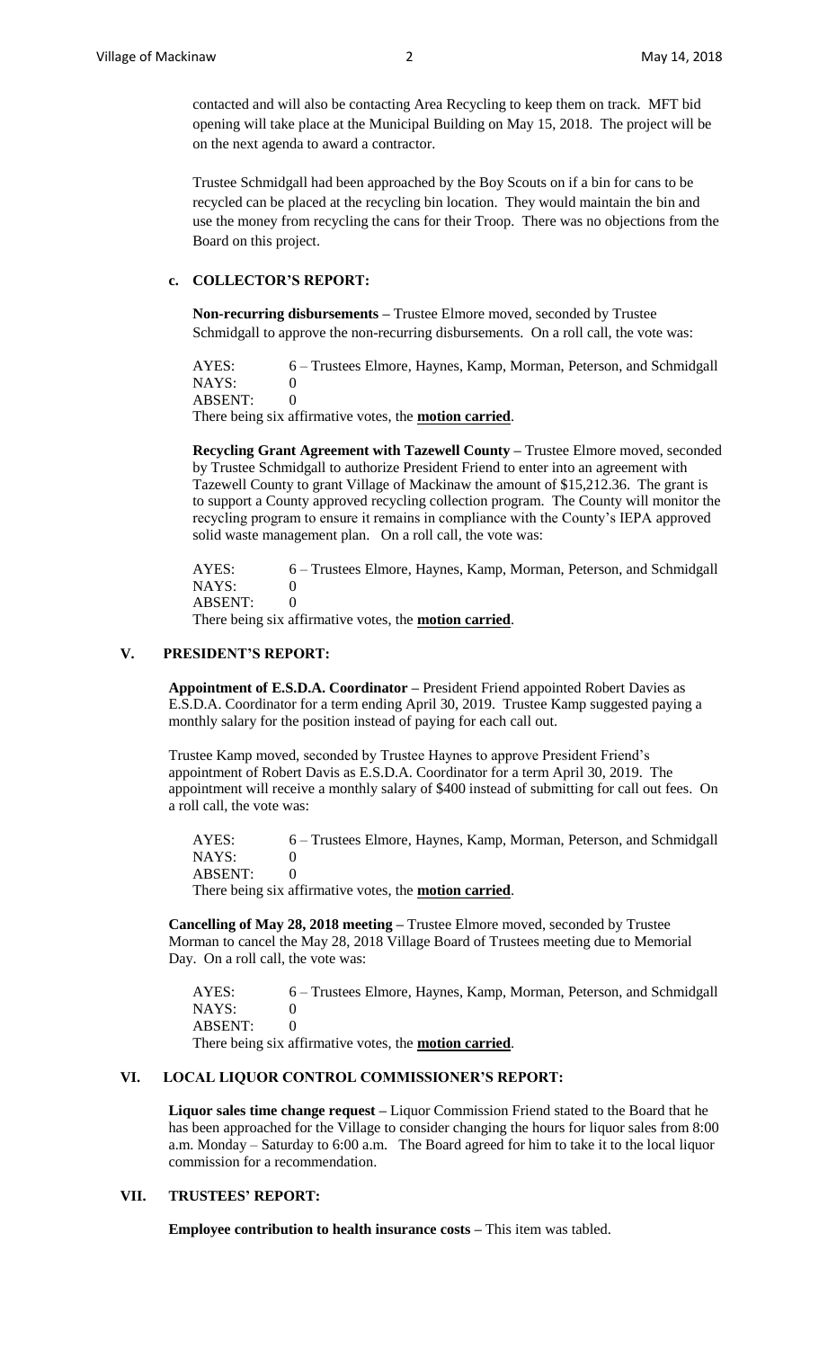contacted and will also be contacting Area Recycling to keep them on track. MFT bid opening will take place at the Municipal Building on May 15, 2018. The project will be on the next agenda to award a contractor.

Trustee Schmidgall had been approached by the Boy Scouts on if a bin for cans to be recycled can be placed at the recycling bin location. They would maintain the bin and use the money from recycling the cans for their Troop. There was no objections from the Board on this project.

### c. COLLECTOR'S REPORT:

**Non-recurring disbursements –** Trustee Elmore moved, seconded by Trustee Schmidgall to approve the non-recurring disbursements. On a roll call, the vote was:

AYES: 6 – Trustees Elmore, Haynes, Kamp, Morman, Peterson, and Schmidgall
NAYS: 0
ABSENT: 0
There being six affirmative votes, the **motion carried**.

**Recycling Grant Agreement with Tazewell County –** Trustee Elmore moved, seconded by Trustee Schmidgall to authorize President Friend to enter into an agreement with Tazewell County to grant Village of Mackinaw the amount of $15,212.36. The grant is to support a County approved recycling collection program. The County will monitor the recycling program to ensure it remains in compliance with the County's IEPA approved solid waste management plan. On a roll call, the vote was:

AYES: 6 – Trustees Elmore, Haynes, Kamp, Morman, Peterson, and Schmidgall
NAYS: 0
ABSENT: 0
There being six affirmative votes, the **motion carried**.

## V. PRESIDENT'S REPORT:

**Appointment of E.S.D.A. Coordinator –** President Friend appointed Robert Davies as E.S.D.A. Coordinator for a term ending April 30, 2019. Trustee Kamp suggested paying a monthly salary for the position instead of paying for each call out.

Trustee Kamp moved, seconded by Trustee Haynes to approve President Friend's appointment of Robert Davis as E.S.D.A. Coordinator for a term April 30, 2019. The appointment will receive a monthly salary of $400 instead of submitting for call out fees. On a roll call, the vote was:

AYES: 6 – Trustees Elmore, Haynes, Kamp, Morman, Peterson, and Schmidgall
NAYS: 0
ABSENT: 0
There being six affirmative votes, the **motion carried**.

**Cancelling of May 28, 2018 meeting –** Trustee Elmore moved, seconded by Trustee Morman to cancel the May 28, 2018 Village Board of Trustees meeting due to Memorial Day. On a roll call, the vote was:

AYES: 6 – Trustees Elmore, Haynes, Kamp, Morman, Peterson, and Schmidgall
NAYS: 0
ABSENT: 0
There being six affirmative votes, the **motion carried**.

## VI. LOCAL LIQUOR CONTROL COMMISSIONER'S REPORT:

**Liquor sales time change request –** Liquor Commission Friend stated to the Board that he has been approached for the Village to consider changing the hours for liquor sales from 8:00 a.m. Monday – Saturday to 6:00 a.m. The Board agreed for him to take it to the local liquor commission for a recommendation.

## VII. TRUSTEES' REPORT:

**Employee contribution to health insurance costs –** This item was tabled.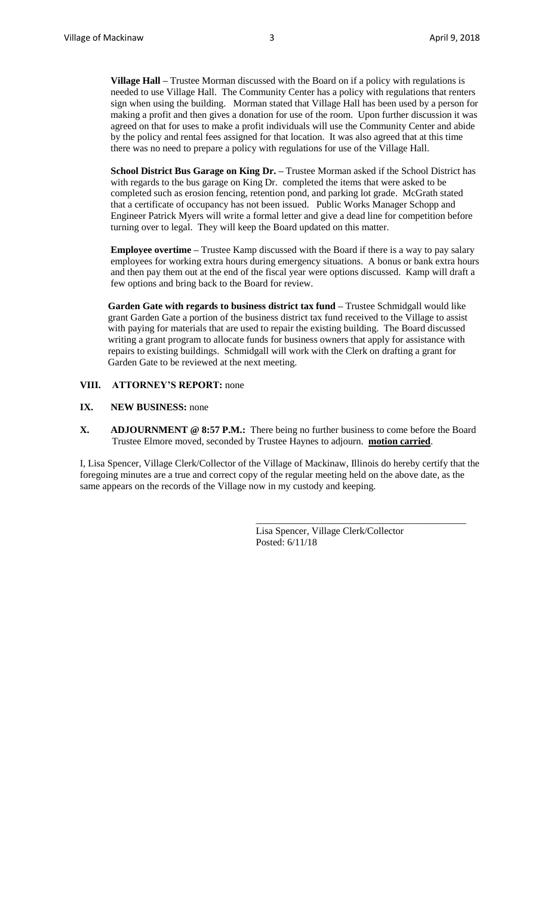**Village Hall** – Trustee Morman discussed with the Board on if a policy with regulations is needed to use Village Hall. The Community Center has a policy with regulations that renters sign when using the building. Morman stated that Village Hall has been used by a person for making a profit and then gives a donation for use of the room. Upon further discussion it was agreed on that for uses to make a profit individuals will use the Community Center and abide by the policy and rental fees assigned for that location. It was also agreed that at this time there was no need to prepare a policy with regulations for use of the Village Hall.

**School District Bus Garage on King Dr.** – Trustee Morman asked if the School District has with regards to the bus garage on King Dr. completed the items that were asked to be completed such as erosion fencing, retention pond, and parking lot grade. McGrath stated that a certificate of occupancy has not been issued. Public Works Manager Schopp and Engineer Patrick Myers will write a formal letter and give a dead line for competition before turning over to legal. They will keep the Board updated on this matter.

**Employee overtime** – Trustee Kamp discussed with the Board if there is a way to pay salary employees for working extra hours during emergency situations. A bonus or bank extra hours and then pay them out at the end of the fiscal year were options discussed. Kamp will draft a few options and bring back to the Board for review.

**Garden Gate with regards to business district tax fund** – Trustee Schmidgall would like grant Garden Gate a portion of the business district tax fund received to the Village to assist with paying for materials that are used to repair the existing building. The Board discussed writing a grant program to allocate funds for business owners that apply for assistance with repairs to existing buildings. Schmidgall will work with the Clerk on drafting a grant for Garden Gate to be reviewed at the next meeting.

**VIII. ATTORNEY'S REPORT:** none

**IX. NEW BUSINESS:** none

**X. ADJOURNMENT @ 8:57 P.M.:** There being no further business to come before the Board Trustee Elmore moved, seconded by Trustee Haynes to adjourn. **motion carried**.

I, Lisa Spencer, Village Clerk/Collector of the Village of Mackinaw, Illinois do hereby certify that the foregoing minutes are a true and correct copy of the regular meeting held on the above date, as the same appears on the records of the Village now in my custody and keeping.

\_\_\_\_\_\_\_\_\_\_\_\_\_\_\_\_\_\_\_\_\_\_\_\_\_\_\_\_\_\_\_\_\_\_\_\_\_\_\_\_\_\_\_\_

Lisa Spencer, Village Clerk/Collector
Posted: 6/11/18